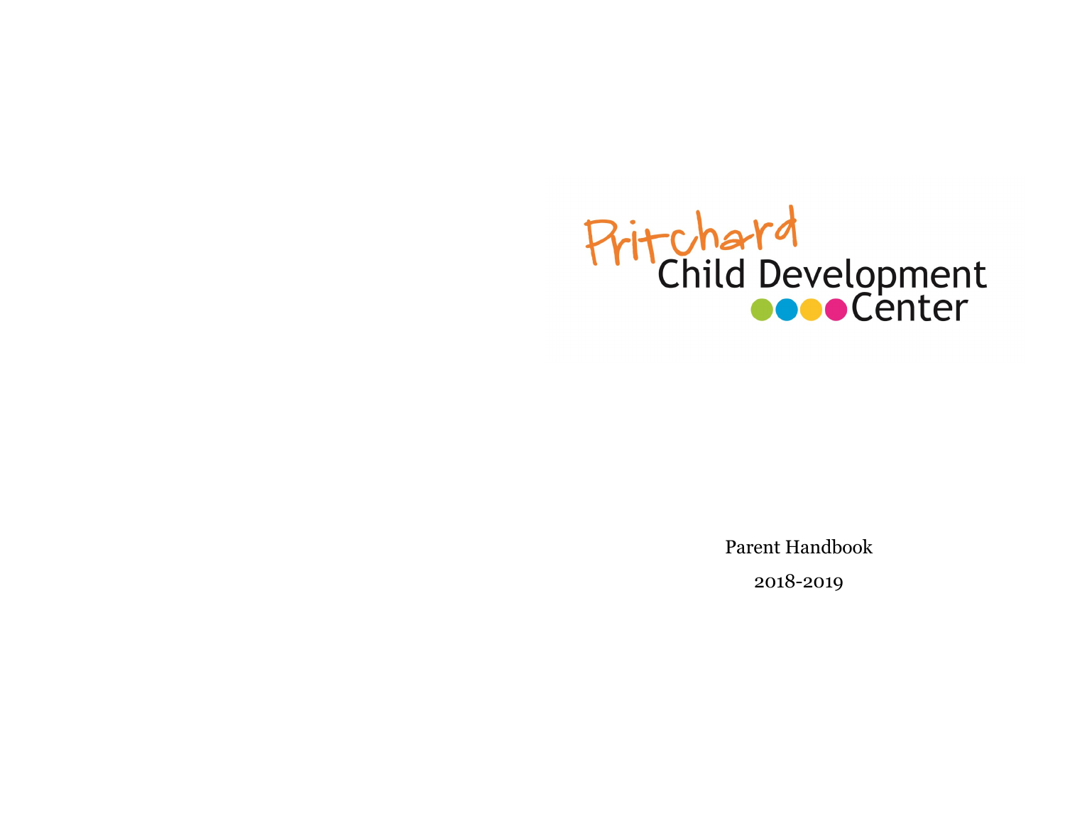# Pritchard Child Development Center

Parent Handbook

2018-2019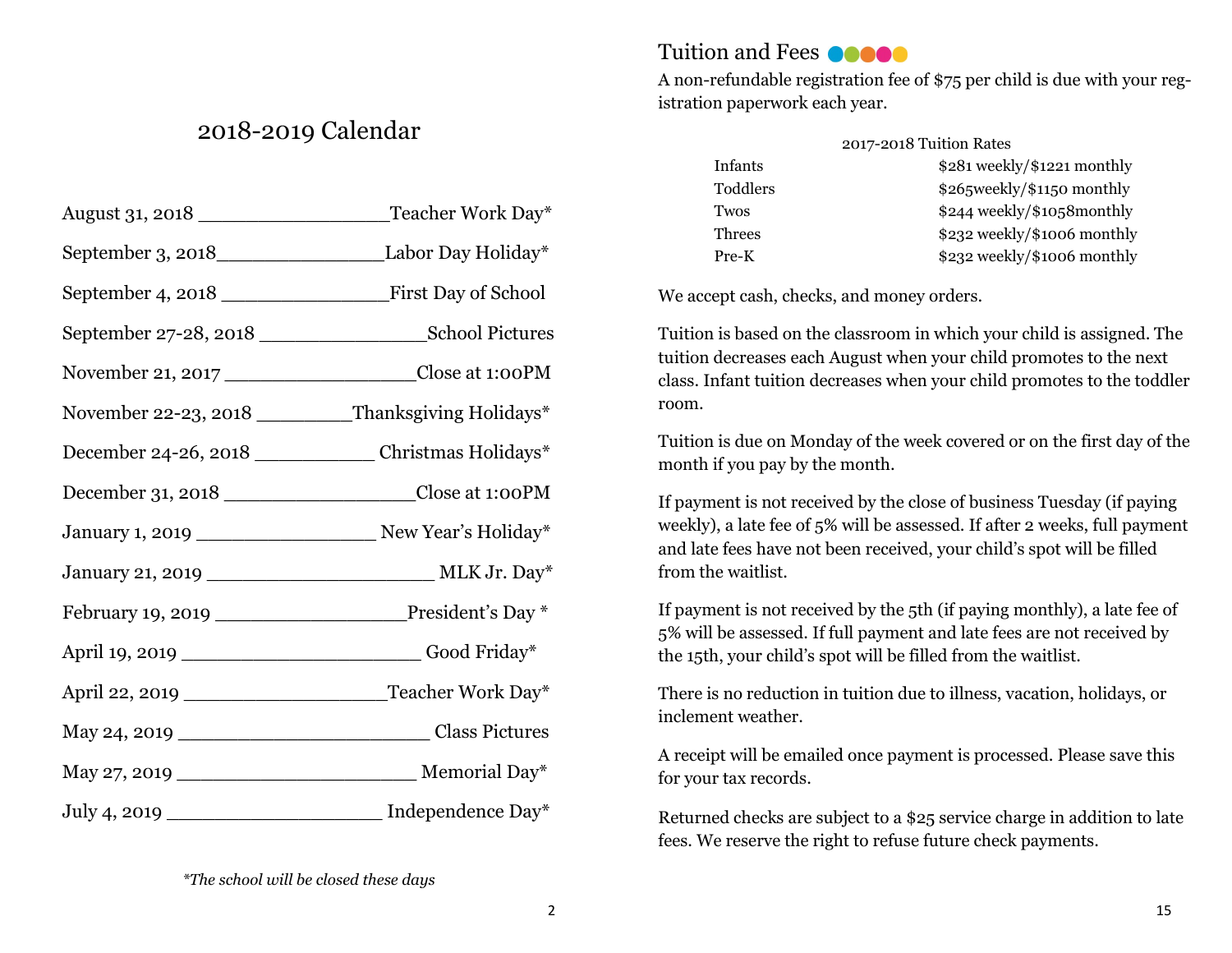# 2018-2019 Calendar

| Date | Event |
|---|---|
| August 31, 2018 | Teacher Work Day* |
| September 3, 2018 | Labor Day Holiday* |
| September 4, 2018 | First Day of School |
| September 27-28, 2018 | School Pictures |
| November 21, 2017 | Close at 1:00PM |
| November 22-23, 2018 | Thanksgiving Holidays* |
| December 24-26, 2018 | Christmas Holidays* |
| December 31, 2018 | Close at 1:00PM |
| January 1, 2019 | New Year's Holiday* |
| January 21, 2019 | MLK Jr. Day* |
| February 19, 2019 | President's Day * |
| April 19, 2019 | Good Friday* |
| April 22, 2019 | Teacher Work Day* |
| May 24, 2019 | Class Pictures |
| May 27, 2019 | Memorial Day* |
| July 4, 2019 | Independence Day* |

*\*The school will be closed these days*

## Tuition and Fees

A non-refundable registration fee of $75 per child is due with your registration paperwork each year.

| 2017-2018 Tuition Rates | |
|---|---|
| Infants | $281 weekly/$1221 monthly |
| Toddlers | $265weekly/$1150 monthly |
| Twos | $244 weekly/$1058monthly |
| Threes | $232 weekly/$1006 monthly |
| Pre-K | $232 weekly/$1006 monthly |

We accept cash, checks, and money orders.

Tuition is based on the classroom in which your child is assigned. The tuition decreases each August when your child promotes to the next class. Infant tuition decreases when your child promotes to the toddler room.

Tuition is due on Monday of the week covered or on the first day of the month if you pay by the month.

If payment is not received by the close of business Tuesday (if paying weekly), a late fee of 5% will be assessed. If after 2 weeks, full payment and late fees have not been received, your child's spot will be filled from the waitlist.

If payment is not received by the 5th (if paying monthly), a late fee of 5% will be assessed. If full payment and late fees are not received by the 15th, your child's spot will be filled from the waitlist.

There is no reduction in tuition due to illness, vacation, holidays, or inclement weather.

A receipt will be emailed once payment is processed. Please save this for your tax records.

Returned checks are subject to a $25 service charge in addition to late fees. We reserve the right to refuse future check payments.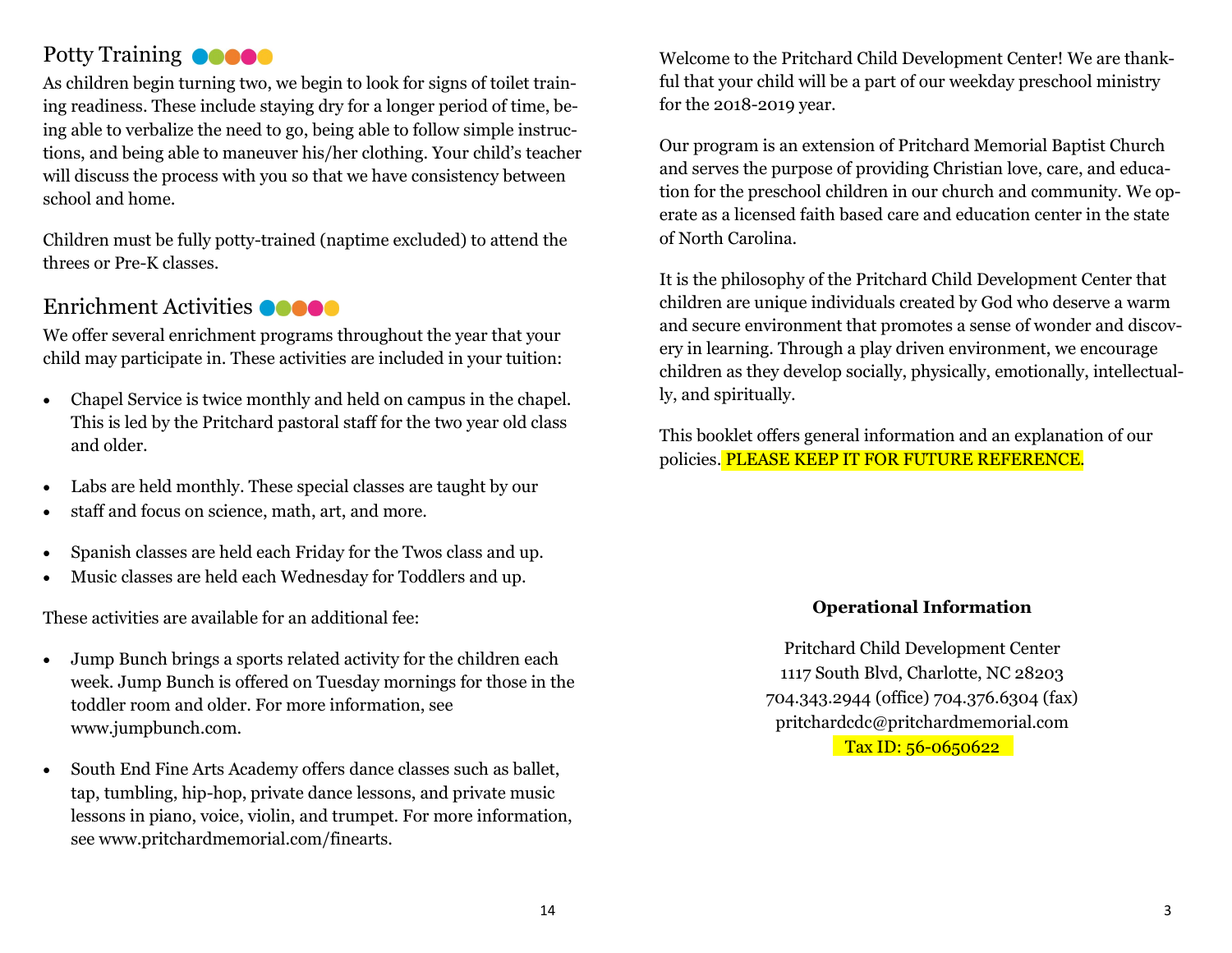## Potty Training

As children begin turning two, we begin to look for signs of toilet training readiness. These include staying dry for a longer period of time, being able to verbalize the need to go, being able to follow simple instructions, and being able to maneuver his/her clothing. Your child's teacher will discuss the process with you so that we have consistency between school and home.

Children must be fully potty-trained (naptime excluded) to attend the threes or Pre-K classes.

## Enrichment Activities

We offer several enrichment programs throughout the year that your child may participate in. These activities are included in your tuition:

- Chapel Service is twice monthly and held on campus in the chapel. This is led by the Pritchard pastoral staff for the two year old class and older.
- Labs are held monthly. These special classes are taught by our
- staff and focus on science, math, art, and more.
- Spanish classes are held each Friday for the Twos class and up.
- Music classes are held each Wednesday for Toddlers and up.

These activities are available for an additional fee:

- Jump Bunch brings a sports related activity for the children each week. Jump Bunch is offered on Tuesday mornings for those in the toddler room and older. For more information, see www.jumpbunch.com.
- South End Fine Arts Academy offers dance classes such as ballet, tap, tumbling, hip-hop, private dance lessons, and private music lessons in piano, voice, violin, and trumpet. For more information, see www.pritchardmemorial.com/finearts.

Welcome to the Pritchard Child Development Center! We are thankful that your child will be a part of our weekday preschool ministry for the 2018-2019 year.

Our program is an extension of Pritchard Memorial Baptist Church and serves the purpose of providing Christian love, care, and education for the preschool children in our church and community. We operate as a licensed faith based care and education center in the state of North Carolina.

It is the philosophy of the Pritchard Child Development Center that children are unique individuals created by God who deserve a warm and secure environment that promotes a sense of wonder and discovery in learning. Through a play driven environment, we encourage children as they develop socially, physically, emotionally, intellectually, and spiritually.

This booklet offers general information and an explanation of our policies. PLEASE KEEP IT FOR FUTURE REFERENCE.

**Operational Information**

Pritchard Child Development Center
1117 South Blvd, Charlotte, NC 28203
704.343.2944 (office) 704.376.6304 (fax)
pritchardcdc@pritchardmemorial.com
Tax ID: 56-0650622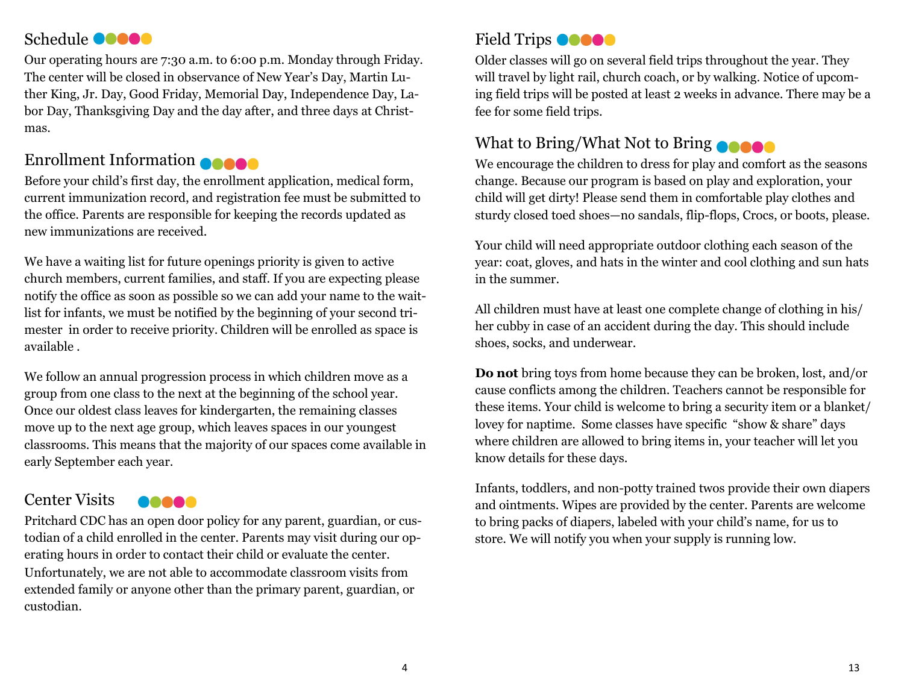## Schedule

Our operating hours are 7:30 a.m. to 6:00 p.m. Monday through Friday. The center will be closed in observance of New Year's Day, Martin Luther King, Jr. Day, Good Friday, Memorial Day, Independence Day, Labor Day, Thanksgiving Day and the day after, and three days at Christmas.

## Enrollment Information

Before your child's first day, the enrollment application, medical form, current immunization record, and registration fee must be submitted to the office. Parents are responsible for keeping the records updated as new immunizations are received.

We have a waiting list for future openings priority is given to active church members, current families, and staff. If you are expecting please notify the office as soon as possible so we can add your name to the waitlist for infants, we must be notified by the beginning of your second trimester in order to receive priority. Children will be enrolled as space is available .

We follow an annual progression process in which children move as a group from one class to the next at the beginning of the school year. Once our oldest class leaves for kindergarten, the remaining classes move up to the next age group, which leaves spaces in our youngest classrooms. This means that the majority of our spaces come available in early September each year.

## Center Visits

Pritchard CDC has an open door policy for any parent, guardian, or custodian of a child enrolled in the center. Parents may visit during our operating hours in order to contact their child or evaluate the center. Unfortunately, we are not able to accommodate classroom visits from extended family or anyone other than the primary parent, guardian, or custodian.

## Field Trips

Older classes will go on several field trips throughout the year. They will travel by light rail, church coach, or by walking. Notice of upcoming field trips will be posted at least 2 weeks in advance. There may be a fee for some field trips.

## What to Bring/What Not to Bring

We encourage the children to dress for play and comfort as the seasons change. Because our program is based on play and exploration, your child will get dirty! Please send them in comfortable play clothes and sturdy closed toed shoes—no sandals, flip-flops, Crocs, or boots, please.

Your child will need appropriate outdoor clothing each season of the year: coat, gloves, and hats in the winter and cool clothing and sun hats in the summer.

All children must have at least one complete change of clothing in his/her cubby in case of an accident during the day. This should include shoes, socks, and underwear.

**Do not** bring toys from home because they can be broken, lost, and/or cause conflicts among the children. Teachers cannot be responsible for these items. Your child is welcome to bring a security item or a blanket/lovey for naptime. Some classes have specific "show & share" days where children are allowed to bring items in, your teacher will let you know details for these days.

Infants, toddlers, and non-potty trained twos provide their own diapers and ointments. Wipes are provided by the center. Parents are welcome to bring packs of diapers, labeled with your child's name, for us to store. We will notify you when your supply is running low.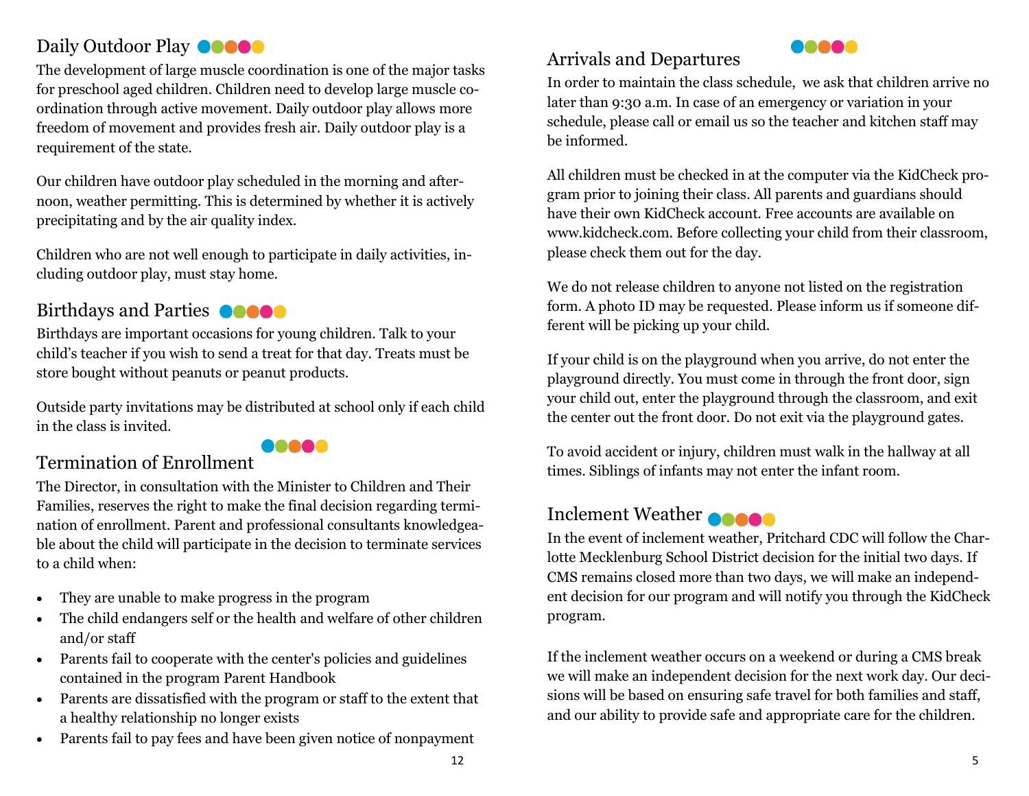## Daily Outdoor Play

The development of large muscle coordination is one of the major tasks for preschool aged children. Children need to develop large muscle coordination through active movement. Daily outdoor play allows more freedom of movement and provides fresh air. Daily outdoor play is a requirement of the state.

Our children have outdoor play scheduled in the morning and afternoon, weather permitting. This is determined by whether it is actively precipitating and by the air quality index.

Children who are not well enough to participate in daily activities, including outdoor play, must stay home.

## Birthdays and Parties

Birthdays are important occasions for young children. Talk to your child's teacher if you wish to send a treat for that day. Treats must be store bought without peanuts or peanut products.

Outside party invitations may be distributed at school only if each child in the class is invited.

## Termination of Enrollment

The Director, in consultation with the Minister to Children and Their Families, reserves the right to make the final decision regarding termination of enrollment. Parent and professional consultants knowledgeable about the child will participate in the decision to terminate services to a child when:

- They are unable to make progress in the program
- The child endangers self or the health and welfare of other children and/or staff
- Parents fail to cooperate with the center's policies and guidelines contained in the program Parent Handbook
- Parents are dissatisfied with the program or staff to the extent that a healthy relationship no longer exists
- Parents fail to pay fees and have been given notice of nonpayment

## Arrivals and Departures

In order to maintain the class schedule, we ask that children arrive no later than 9:30 a.m. In case of an emergency or variation in your schedule, please call or email us so the teacher and kitchen staff may be informed.

All children must be checked in at the computer via the KidCheck program prior to joining their class. All parents and guardians should have their own KidCheck account. Free accounts are available on www.kidcheck.com. Before collecting your child from their classroom, please check them out for the day.

We do not release children to anyone not listed on the registration form. A photo ID may be requested. Please inform us if someone different will be picking up your child.

If your child is on the playground when you arrive, do not enter the playground directly. You must come in through the front door, sign your child out, enter the playground through the classroom, and exit the center out the front door. Do not exit via the playground gates.

To avoid accident or injury, children must walk in the hallway at all times. Siblings of infants may not enter the infant room.

## Inclement Weather

In the event of inclement weather, Pritchard CDC will follow the Charlotte Mecklenburg School District decision for the initial two days. If CMS remains closed more than two days, we will make an independent decision for our program and will notify you through the KidCheck program.

If the inclement weather occurs on a weekend or during a CMS break we will make an independent decision for the next work day. Our decisions will be based on ensuring safe travel for both families and staff, and our ability to provide safe and appropriate care for the children.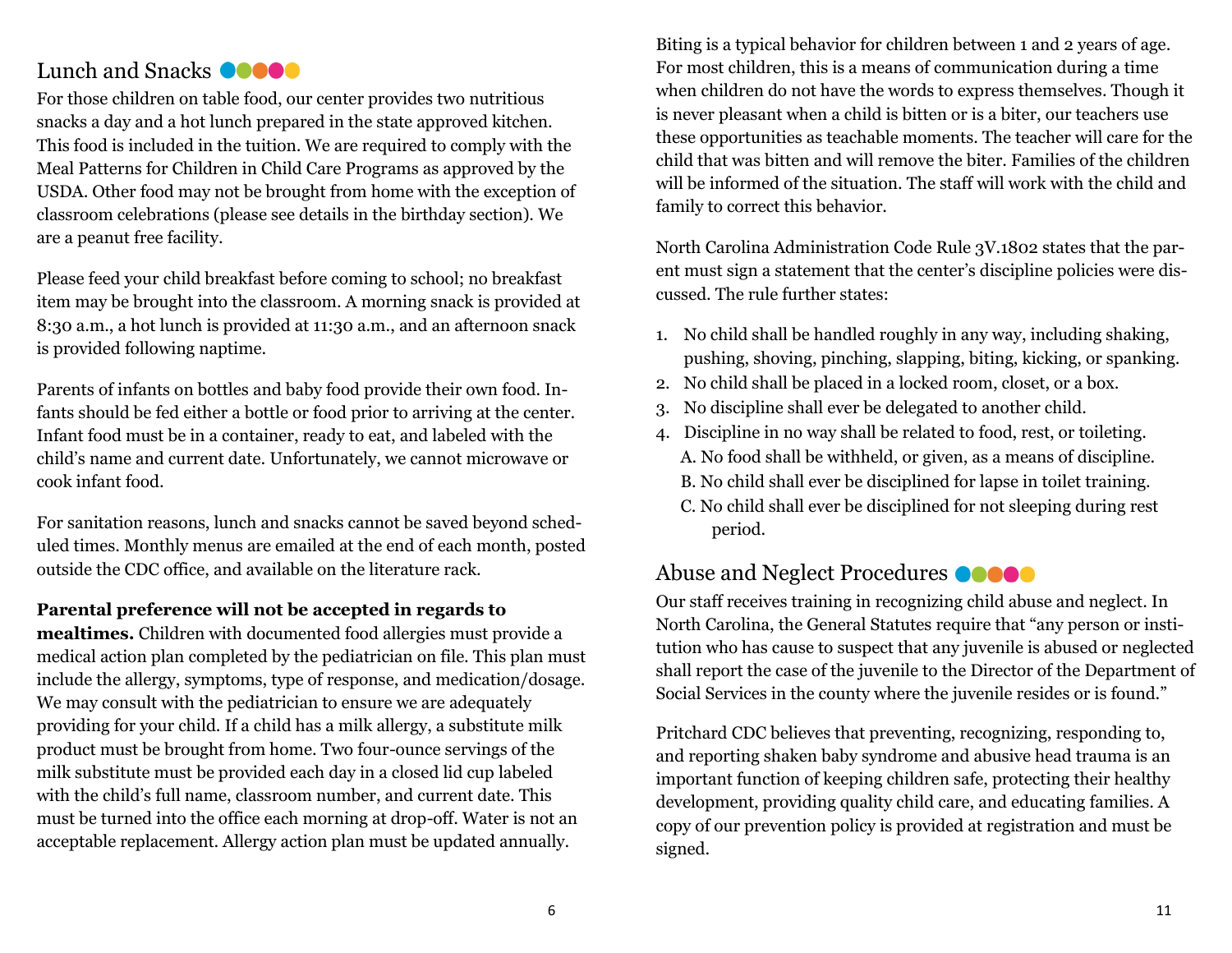## Lunch and Snacks

For those children on table food, our center provides two nutritious snacks a day and a hot lunch prepared in the state approved kitchen. This food is included in the tuition. We are required to comply with the Meal Patterns for Children in Child Care Programs as approved by the USDA. Other food may not be brought from home with the exception of classroom celebrations (please see details in the birthday section). We are a peanut free facility.

Please feed your child breakfast before coming to school; no breakfast item may be brought into the classroom. A morning snack is provided at 8:30 a.m., a hot lunch is provided at 11:30 a.m., and an afternoon snack is provided following naptime.

Parents of infants on bottles and baby food provide their own food. Infants should be fed either a bottle or food prior to arriving at the center. Infant food must be in a container, ready to eat, and labeled with the child's name and current date. Unfortunately, we cannot microwave or cook infant food.

For sanitation reasons, lunch and snacks cannot be saved beyond scheduled times. Monthly menus are emailed at the end of each month, posted outside the CDC office, and available on the literature rack.

**Parental preference will not be accepted in regards to mealtimes.** Children with documented food allergies must provide a medical action plan completed by the pediatrician on file. This plan must include the allergy, symptoms, type of response, and medication/dosage. We may consult with the pediatrician to ensure we are adequately providing for your child. If a child has a milk allergy, a substitute milk product must be brought from home. Two four-ounce servings of the milk substitute must be provided each day in a closed lid cup labeled with the child's full name, classroom number, and current date. This must be turned into the office each morning at drop-off. Water is not an acceptable replacement. Allergy action plan must be updated annually.

Biting is a typical behavior for children between 1 and 2 years of age. For most children, this is a means of communication during a time when children do not have the words to express themselves. Though it is never pleasant when a child is bitten or is a biter, our teachers use these opportunities as teachable moments. The teacher will care for the child that was bitten and will remove the biter. Families of the children will be informed of the situation. The staff will work with the child and family to correct this behavior.

North Carolina Administration Code Rule 3V.1802 states that the parent must sign a statement that the center's discipline policies were discussed. The rule further states:

1. No child shall be handled roughly in any way, including shaking, pushing, shoving, pinching, slapping, biting, kicking, or spanking.
2. No child shall be placed in a locked room, closet, or a box.
3. No discipline shall ever be delegated to another child.
4. Discipline in no way shall be related to food, rest, or toileting.
   - A. No food shall be withheld, or given, as a means of discipline.
   - B. No child shall ever be disciplined for lapse in toilet training.
   - C. No child shall ever be disciplined for not sleeping during rest period.

## Abuse and Neglect Procedures

Our staff receives training in recognizing child abuse and neglect. In North Carolina, the General Statutes require that "any person or institution who has cause to suspect that any juvenile is abused or neglected shall report the case of the juvenile to the Director of the Department of Social Services in the county where the juvenile resides or is found."

Pritchard CDC believes that preventing, recognizing, responding to, and reporting shaken baby syndrome and abusive head trauma is an important function of keeping children safe, protecting their healthy development, providing quality child care, and educating families. A copy of our prevention policy is provided at registration and must be signed.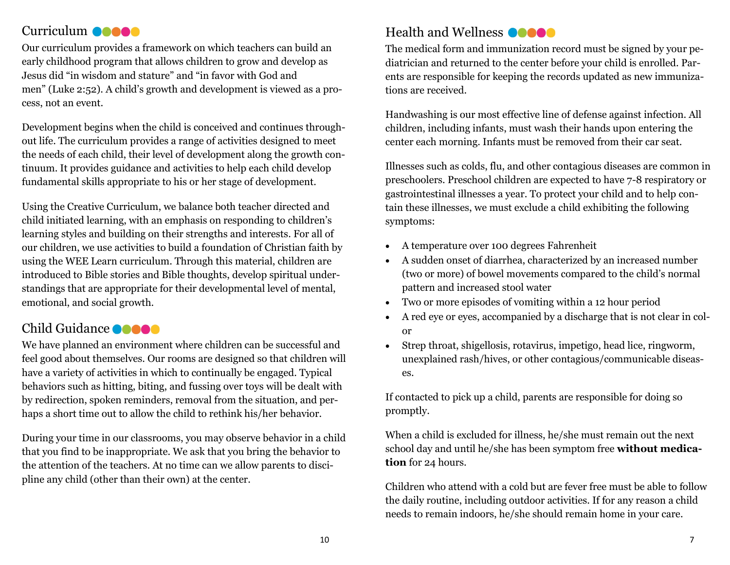## Curriculum

Our curriculum provides a framework on which teachers can build an early childhood program that allows children to grow and develop as Jesus did "in wisdom and stature" and "in favor with God and men" (Luke 2:52). A child's growth and development is viewed as a process, not an event.

Development begins when the child is conceived and continues throughout life. The curriculum provides a range of activities designed to meet the needs of each child, their level of development along the growth continuum. It provides guidance and activities to help each child develop fundamental skills appropriate to his or her stage of development.

Using the Creative Curriculum, we balance both teacher directed and child initiated learning, with an emphasis on responding to children's learning styles and building on their strengths and interests. For all of our children, we use activities to build a foundation of Christian faith by using the WEE Learn curriculum. Through this material, children are introduced to Bible stories and Bible thoughts, develop spiritual understandings that are appropriate for their developmental level of mental, emotional, and social growth.

## Child Guidance

We have planned an environment where children can be successful and feel good about themselves. Our rooms are designed so that children will have a variety of activities in which to continually be engaged. Typical behaviors such as hitting, biting, and fussing over toys will be dealt with by redirection, spoken reminders, removal from the situation, and perhaps a short time out to allow the child to rethink his/her behavior.

During your time in our classrooms, you may observe behavior in a child that you find to be inappropriate. We ask that you bring the behavior to the attention of the teachers. At no time can we allow parents to discipline any child (other than their own) at the center.

## Health and Wellness

The medical form and immunization record must be signed by your pediatrician and returned to the center before your child is enrolled. Parents are responsible for keeping the records updated as new immunizations are received.

Handwashing is our most effective line of defense against infection. All children, including infants, must wash their hands upon entering the center each morning. Infants must be removed from their car seat.

Illnesses such as colds, flu, and other contagious diseases are common in preschoolers. Preschool children are expected to have 7-8 respiratory or gastrointestinal illnesses a year. To protect your child and to help contain these illnesses, we must exclude a child exhibiting the following symptoms:

- A temperature over 100 degrees Fahrenheit
- A sudden onset of diarrhea, characterized by an increased number (two or more) of bowel movements compared to the child's normal pattern and increased stool water
- Two or more episodes of vomiting within a 12 hour period
- A red eye or eyes, accompanied by a discharge that is not clear in color
- Strep throat, shigellosis, rotavirus, impetigo, head lice, ringworm, unexplained rash/hives, or other contagious/communicable diseases.

If contacted to pick up a child, parents are responsible for doing so promptly.

When a child is excluded for illness, he/she must remain out the next school day and until he/she has been symptom free **without medication** for 24 hours.

Children who attend with a cold but are fever free must be able to follow the daily routine, including outdoor activities. If for any reason a child needs to remain indoors, he/she should remain home in your care.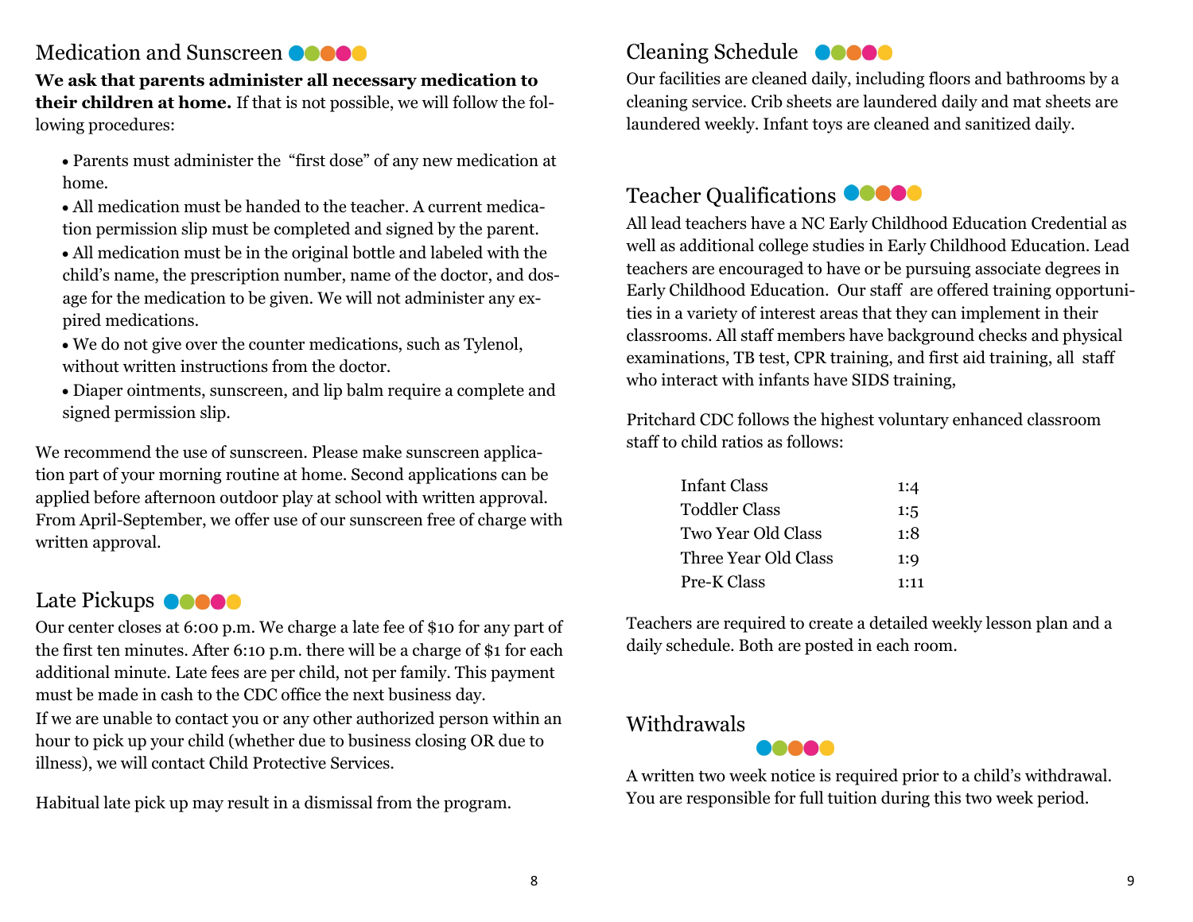## Medication and Sunscreen

**We ask that parents administer all necessary medication to their children at home.** If that is not possible, we will follow the following procedures:

- Parents must administer the "first dose" of any new medication at home.
- All medication must be handed to the teacher. A current medication permission slip must be completed and signed by the parent.
- All medication must be in the original bottle and labeled with the child's name, the prescription number, name of the doctor, and dosage for the medication to be given. We will not administer any expired medications.
- We do not give over the counter medications, such as Tylenol, without written instructions from the doctor.
- Diaper ointments, sunscreen, and lip balm require a complete and signed permission slip.

We recommend the use of sunscreen. Please make sunscreen application part of your morning routine at home. Second applications can be applied before afternoon outdoor play at school with written approval. From April-September, we offer use of our sunscreen free of charge with written approval.

## Late Pickups

Our center closes at 6:00 p.m. We charge a late fee of $10 for any part of the first ten minutes. After 6:10 p.m. there will be a charge of $1 for each additional minute. Late fees are per child, not per family. This payment must be made in cash to the CDC office the next business day.
If we are unable to contact you or any other authorized person within an hour to pick up your child (whether due to business closing OR due to illness), we will contact Child Protective Services.

Habitual late pick up may result in a dismissal from the program.

## Cleaning Schedule

Our facilities are cleaned daily, including floors and bathrooms by a cleaning service. Crib sheets are laundered daily and mat sheets are laundered weekly. Infant toys are cleaned and sanitized daily.

## Teacher Qualifications

All lead teachers have a NC Early Childhood Education Credential as well as additional college studies in Early Childhood Education. Lead teachers are encouraged to have or be pursuing associate degrees in Early Childhood Education. Our staff are offered training opportunities in a variety of interest areas that they can implement in their classrooms. All staff members have background checks and physical examinations, TB test, CPR training, and first aid training, all staff who interact with infants have SIDS training,

Pritchard CDC follows the highest voluntary enhanced classroom staff to child ratios as follows:

| | |
|---|---|
| Infant Class | 1:4 |
| Toddler Class | 1:5 |
| Two Year Old Class | 1:8 |
| Three Year Old Class | 1:9 |
| Pre-K Class | 1:11 |

Teachers are required to create a detailed weekly lesson plan and a daily schedule. Both are posted in each room.

## Withdrawals

A written two week notice is required prior to a child's withdrawal. You are responsible for full tuition during this two week period.